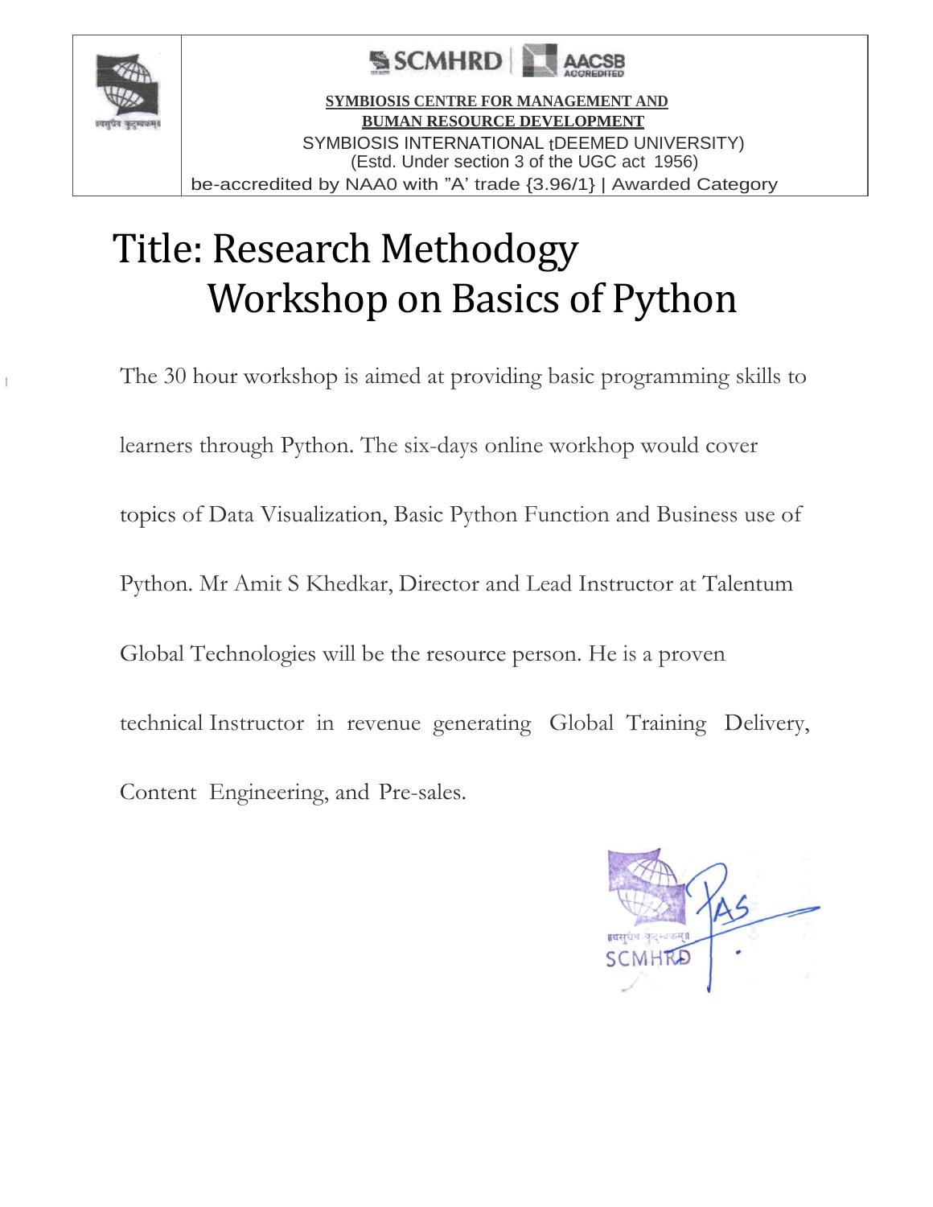SCMHRD | AACSB ACCREDITED

**SYMBIOSIS CENTRE FOR MANAGEMENT AND BUMAN RESOURCE DEVELOPMENT**

SYMBIOSIS INTERNATIONAL tDEEMED UNIVERSITY)

(Estd. Under section 3 of the UGC act 1956)

be-accredited by NAA0 with "A' trade {3.96/1} | Awarded Category

# Title: Research Methodogy
# Workshop on Basics of Python

The 30 hour workshop is aimed at providing basic programming skills to learners through Python. The six-days online workhop would cover topics of Data Visualization, Basic Python Function and Business use of Python. Mr Amit S Khedkar, Director and Lead Instructor at Talentum Global Technologies will be the resource person. He is a proven technical Instructor in revenue generating Global Training Delivery, Content Engineering, and Pre-sales.

SCMHRD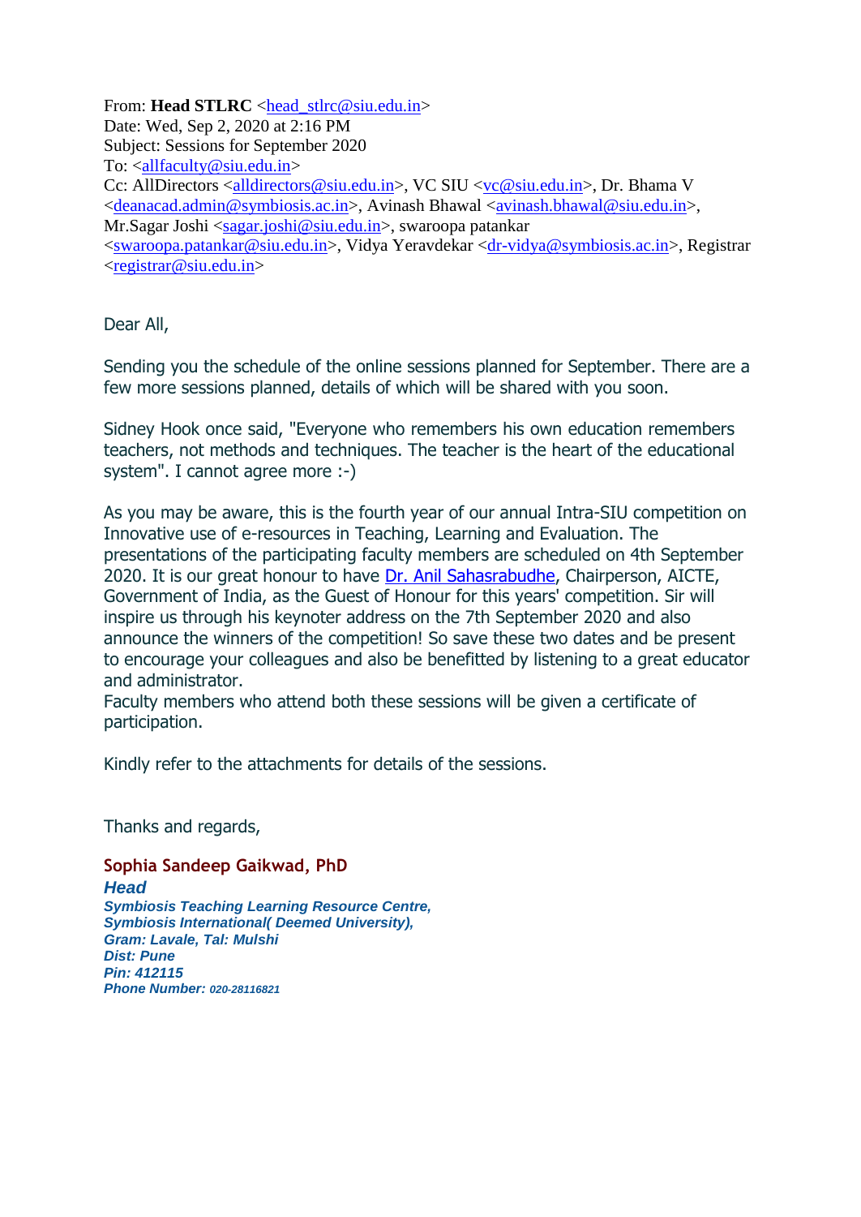From: **Head STLRC** <head_stlrc@siu.edu.in>
Date: Wed, Sep 2, 2020 at 2:16 PM
Subject: Sessions for September 2020
To: <allfaculty@siu.edu.in>
Cc: AllDirectors <alldirectors@siu.edu.in>, VC SIU <vc@siu.edu.in>, Dr. Bhama V <deanacad.admin@symbiosis.ac.in>, Avinash Bhawal <avinash.bhawal@siu.edu.in>, Mr.Sagar Joshi <sagar.joshi@siu.edu.in>, swaroopa patankar <swaroopa.patankar@siu.edu.in>, Vidya Yeravdekar <dr-vidya@symbiosis.ac.in>, Registrar <registrar@siu.edu.in>

Dear All,

Sending you the schedule of the online sessions planned for September. There are a few more sessions planned, details of which will be shared with you soon.

Sidney Hook once said, "Everyone who remembers his own education remembers teachers, not methods and techniques. The teacher is the heart of the educational system". I cannot agree more :-)

As you may be aware, this is the fourth year of our annual Intra-SIU competition on Innovative use of e-resources in Teaching, Learning and Evaluation. The presentations of the participating faculty members are scheduled on 4th September 2020. It is our great honour to have Dr. Anil Sahasrabudhe, Chairperson, AICTE, Government of India, as the Guest of Honour for this years' competition. Sir will inspire us through his keynoter address on the 7th September 2020 and also announce the winners of the competition! So save these two dates and be present to encourage your colleagues and also be benefitted by listening to a great educator and administrator.
Faculty members who attend both these sessions will be given a certificate of participation.

Kindly refer to the attachments for details of the sessions.

Thanks and regards,

**Sophia Sandeep Gaikwad, PhD**
***Head***
***Symbiosis Teaching Learning Resource Centre,***
***Symbiosis International( Deemed University),***
***Gram: Lavale, Tal: Mulshi***
***Dist: Pune***
***Pin: 412115***
***Phone Number: 020-28116821***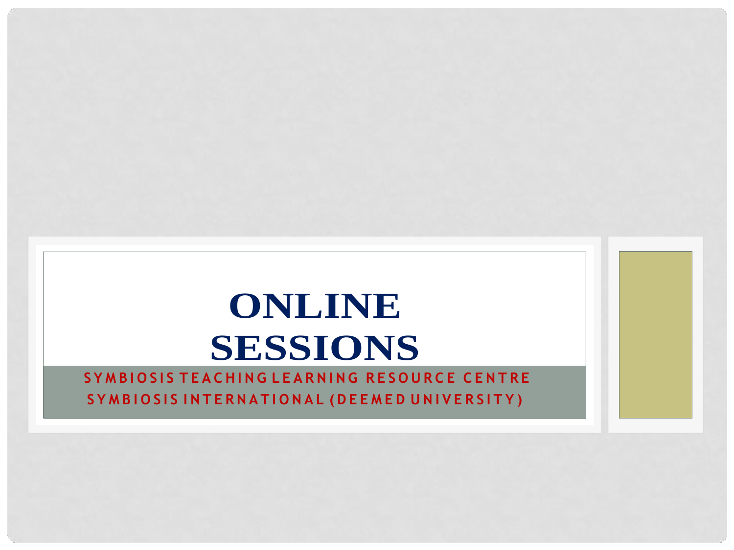# ONLINE SESSIONS

SYMBIOSIS TEACHING LEARNING RESOURCE CENTRE
SYMBIOSIS INTERNATIONAL (DEEMED UNIVERSITY)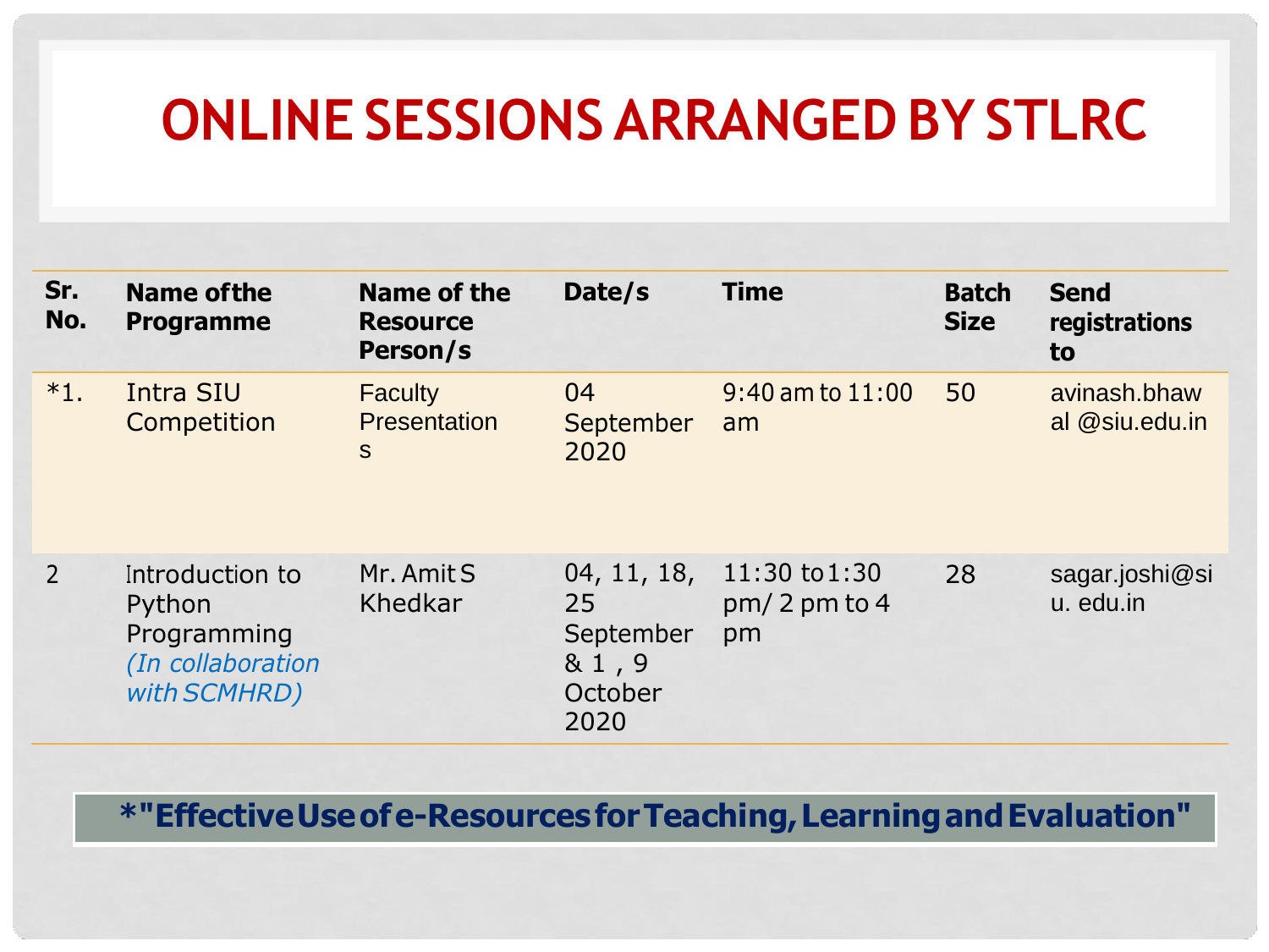# ONLINE SESSIONS ARRANGED BY STLRC

| Sr. No. | Name of the Programme | Name of the Resource Person/s | Date/s | Time | Batch Size | Send registrations to |
|---|---|---|---|---|---|---|
| *1. | Intra SIU Competition | Faculty Presentations | 04 September 2020 | 9:40 am to 11:00 am | 50 | avinash.bhawal @siu.edu.in |
| 2 | Introduction to Python Programming *(In collaboration with SCMHRD)* | Mr. Amit S Khedkar | 04, 11, 18, 25 September & 1 , 9 October 2020 | 11:30 to 1:30 pm/ 2 pm to 4 pm | 28 | sagar.joshi@siu. edu.in |

***"Effective Use of e-Resources for Teaching, Learning and Evaluation"**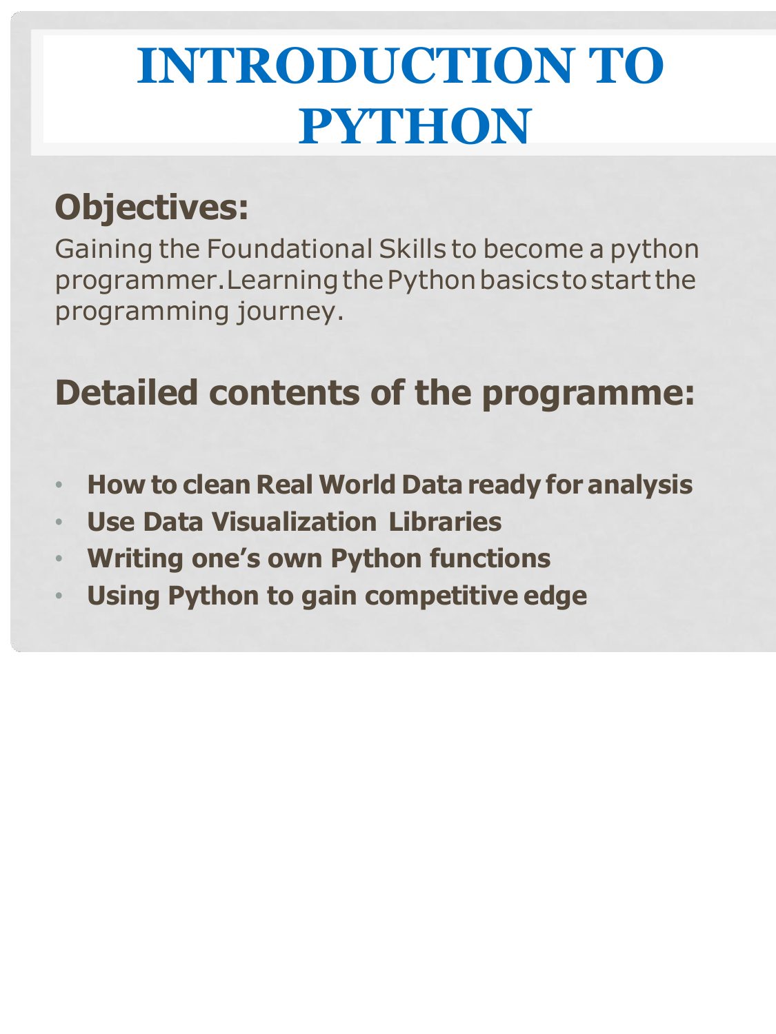# INTRODUCTION TO PYTHON

## Objectives:

Gaining the Foundational Skills to become a python programmer. Learning the Python basics to start the programming journey.

## Detailed contents of the programme:

- **How to clean Real World Data ready for analysis**
- **Use Data Visualization Libraries**
- **Writing one's own Python functions**
- **Using Python to gain competitive edge**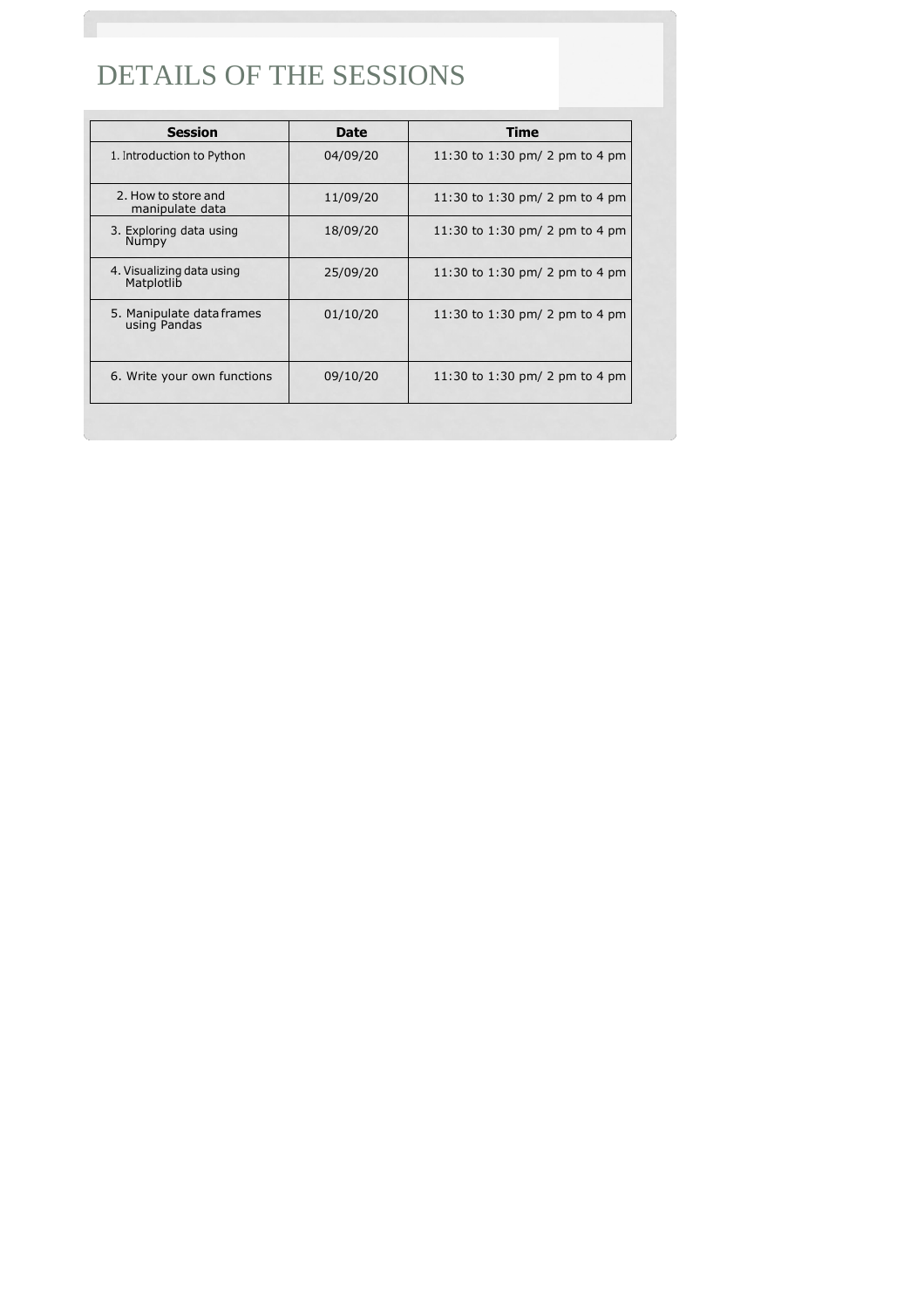# DETAILS OF THE SESSIONS

| Session | Date | Time |
|---|---|---|
| 1. Introduction to Python | 04/09/20 | 11:30 to 1:30 pm/ 2 pm to 4 pm |
| 2. How to store and manipulate data | 11/09/20 | 11:30 to 1:30 pm/ 2 pm to 4 pm |
| 3. Exploring data using Numpy | 18/09/20 | 11:30 to 1:30 pm/ 2 pm to 4 pm |
| 4. Visualizing data using Matplotlib | 25/09/20 | 11:30 to 1:30 pm/ 2 pm to 4 pm |
| 5. Manipulate data frames using Pandas | 01/10/20 | 11:30 to 1:30 pm/ 2 pm to 4 pm |
| 6. Write your own functions | 09/10/20 | 11:30 to 1:30 pm/ 2 pm to 4 pm |